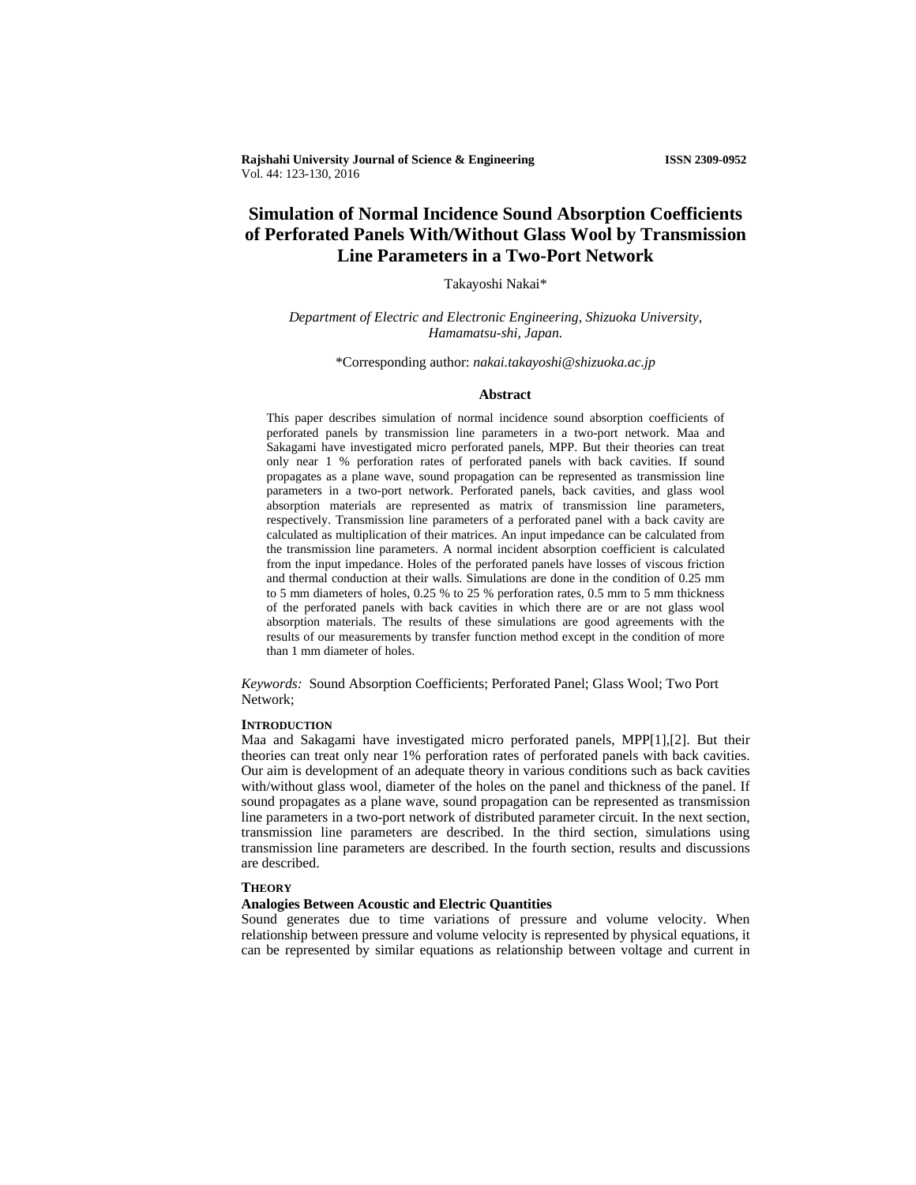# Simulation of Normal Incidence Sound Absorption Coefficients of Perforated Panels With/Without Glass Wool by Transmission Line Parameters in a Two-Port Network

Takayoshi Nakai*

*Department of Electric and Electronic Engineering, Shizuoka University, Hamamatsu-shi, Japan.*

*Corresponding author: *nakai.takayoshi@shizuoka.ac.jp*

### Abstract

This paper describes simulation of normal incidence sound absorption coefficients of perforated panels by transmission line parameters in a two-port network. Maa and Sakagami have investigated micro perforated panels, MPP. But their theories can treat only near 1 % perforation rates of perforated panels with back cavities. If sound propagates as a plane wave, sound propagation can be represented as transmission line parameters in a two-port network. Perforated panels, back cavities, and glass wool absorption materials are represented as matrix of transmission line parameters, respectively. Transmission line parameters of a perforated panel with a back cavity are calculated as multiplication of their matrices. An input impedance can be calculated from the transmission line parameters. A normal incident absorption coefficient is calculated from the input impedance. Holes of the perforated panels have losses of viscous friction and thermal conduction at their walls. Simulations are done in the condition of 0.25 mm to 5 mm diameters of holes, 0.25 % to 25 % perforation rates, 0.5 mm to 5 mm thickness of the perforated panels with back cavities in which there are or are not glass wool absorption materials. The results of these simulations are good agreements with the results of our measurements by transfer function method except in the condition of more than 1 mm diameter of holes.

*Keywords:* Sound Absorption Coefficients; Perforated Panel; Glass Wool; Two Port Network;

## INTRODUCTION

Maa and Sakagami have investigated micro perforated panels, MPP[1],[2]. But their theories can treat only near 1% perforation rates of perforated panels with back cavities. Our aim is development of an adequate theory in various conditions such as back cavities with/without glass wool, diameter of the holes on the panel and thickness of the panel. If sound propagates as a plane wave, sound propagation can be represented as transmission line parameters in a two-port network of distributed parameter circuit. In the next section, transmission line parameters are described. In the third section, simulations using transmission line parameters are described. In the fourth section, results and discussions are described.

## THEORY

### Analogies Between Acoustic and Electric Quantities

Sound generates due to time variations of pressure and volume velocity. When relationship between pressure and volume velocity is represented by physical equations, it can be represented by similar equations as relationship between voltage and current in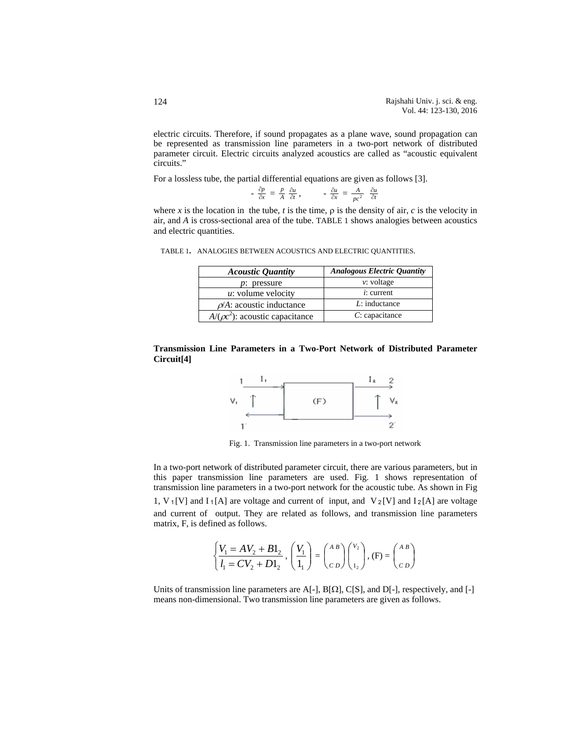electric circuits. Therefore, if sound propagates as a plane wave, sound propagation can be represented as transmission line parameters in a two-port network of distributed parameter circuit. Electric circuits analyzed acoustics are called as "acoustic equivalent circuits."

For a lossless tube, the partial differential equations are given as follows [3].

$$-\frac{\partial p}{\partial x} = \frac{p}{A}\frac{\partial u}{\partial t}, \qquad -\frac{\partial u}{\partial x} = \frac{A}{pc^2}\frac{\partial u}{\partial t}$$

where $x$ is the location in the tube, $t$ is the time, ρ is the density of air, $c$ is the velocity in air, and $A$ is cross-sectional area of the tube. TABLE 1 shows analogies between acoustics and electric quantities.

TABLE 1. ANALOGIES BETWEEN ACOUSTICS AND ELECTRIC QUANTITIES.

| *Acoustic Quantity* | *Analogous Electric Quantity* |
|---|---|
| $p$: pressure | $v$: voltage |
| $u$: volume velocity | $i$: current |
| $\rho/A$: acoustic inductance | $L$: inductance |
| $A/(\rho c^2)$: acoustic capacitance | $C$: capacitance |

**Transmission Line Parameters in a Two-Port Network of Distributed Parameter Circuit[4]**

Fig. 1. Transmission line parameters in a two-port network

In a two-port network of distributed parameter circuit, there are various parameters, but in this paper transmission line parameters are used. Fig. 1 shows representation of transmission line parameters in a two-port network for the acoustic tube. As shown in Fig 1, $V_1$[V] and $I_1$[A] are voltage and current of input, and $V_2$[V] and $I_2$[A] are voltage and current of output. They are related as follows, and transmission line parameters matrix, F, is defined as follows.

$$\begin{cases} V_1 = AV_2 + BI_2 \\ I_1 = CV_2 + DI_2 \end{cases}, \quad \begin{pmatrix} V_1 \\ I_1 \end{pmatrix} = \begin{pmatrix} A & B \\ C & D \end{pmatrix}\begin{pmatrix} V_2 \\ I_2 \end{pmatrix}, \quad (F) = \begin{pmatrix} A & B \\ C & D \end{pmatrix}$$

Units of transmission line parameters are A[-], B[Ω], C[S], and D[-], respectively, and [-] means non-dimensional. Two transmission line parameters are given as follows.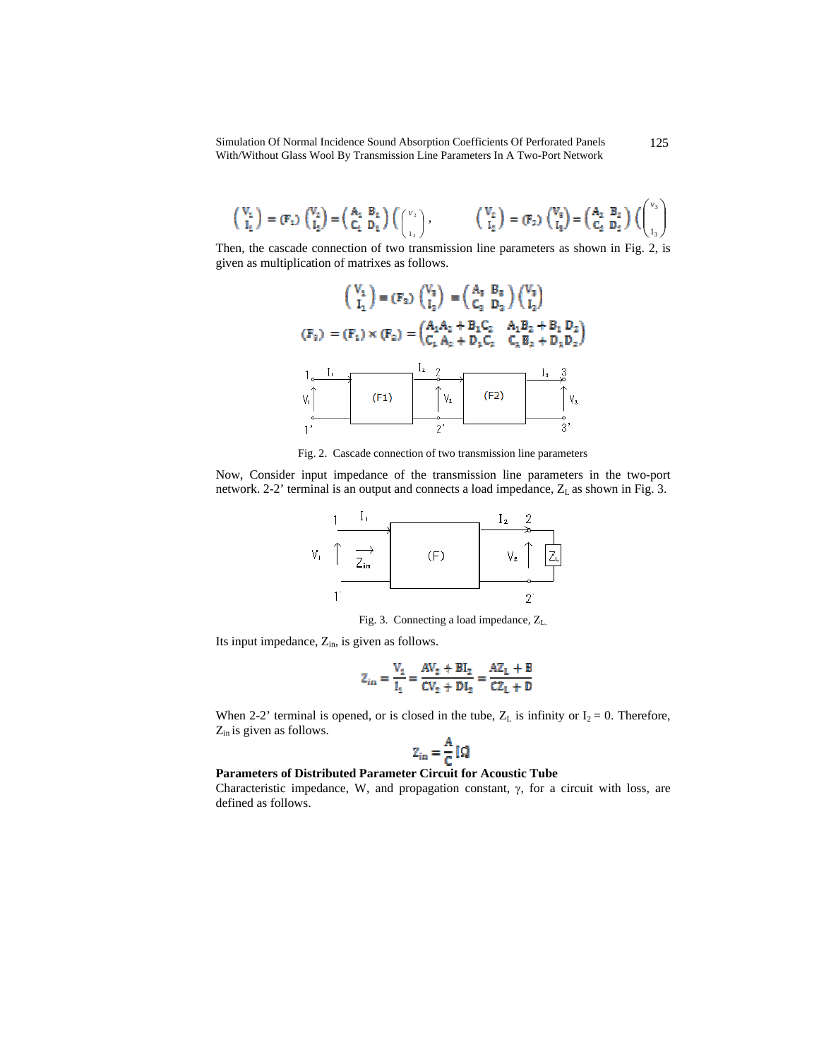$$\begin{pmatrix} V_1 \\ I_1 \end{pmatrix} = (F_1) \begin{pmatrix} V_2 \\ I_2 \end{pmatrix} = \begin{pmatrix} A_1 & B_1 \\ C_1 & D_1 \end{pmatrix} \begin{pmatrix} V_2 \\ I_2 \end{pmatrix}, \qquad \begin{pmatrix} V_2 \\ I_2 \end{pmatrix} = (F_2) \begin{pmatrix} V_3 \\ I_3 \end{pmatrix} = \begin{pmatrix} A_2 & B_2 \\ C_2 & D_2 \end{pmatrix} \begin{pmatrix} V_3 \\ I_3 \end{pmatrix}$$

Then, the cascade connection of two transmission line parameters as shown in Fig. 2, is given as multiplication of matrixes as follows.

$$\begin{pmatrix} V_1 \\ I_1 \end{pmatrix} = (F_3) \begin{pmatrix} V_3 \\ I_3 \end{pmatrix} = \begin{pmatrix} A_3 & B_3 \\ C_3 & D_3 \end{pmatrix} \begin{pmatrix} V_3 \\ I_3 \end{pmatrix}$$

$$(F_3) = (F_1) \times (F_2) = \begin{pmatrix} A_1A_2 + B_1C_2 & A_1B_2 + B_1 D_2 \\ C_1 A_2 + D_1C_2 & C_1 B_2 + D_1D_2 \end{pmatrix}$$

Fig. 2. Cascade connection of two transmission line parameters

Now, Consider input impedance of the transmission line parameters in the two-port network. 2-2' terminal is an output and connects a load impedance, $Z_L$ as shown in Fig. 3.

Fig. 3. Connecting a load impedance, $Z_L$.

Its input impedance, $Z_{in}$, is given as follows.

$$Z_{in} = \frac{V_1}{I_1} = \frac{AV_2 + BI_2}{CV_2 + DI_2} = \frac{AZ_L + B}{CZ_L + D}$$

When 2-2' terminal is opened, or is closed in the tube, $Z_L$ is infinity or $I_2 = 0$. Therefore, $Z_{in}$ is given as follows.

$$Z_{in} = \frac{A}{C} \, [\Omega]$$

**Parameters of Distributed Parameter Circuit for Acoustic Tube**

Characteristic impedance, W, and propagation constant, $\gamma$, for a circuit with loss, are defined as follows.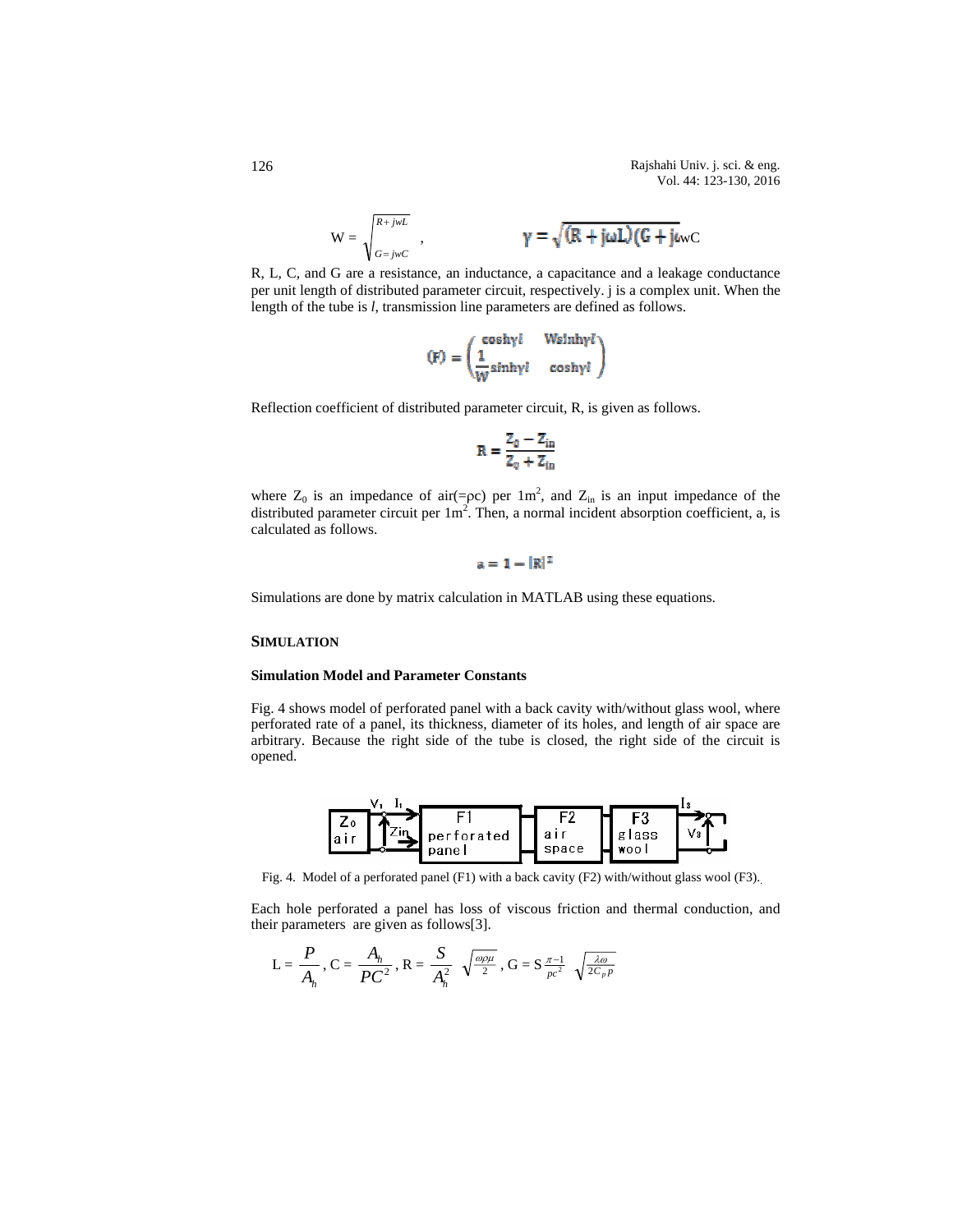$$W = \sqrt{\frac{R + jwL}{G = jwC}}, \qquad \gamma = \sqrt{(R + j\omega L)(G + j\omega C}$$

R, L, C, and G are a resistance, an inductance, a capacitance and a leakage conductance per unit length of distributed parameter circuit, respectively. j is a complex unit. When the length of the tube is *l*, transmission line parameters are defined as follows.

$$(F) = \begin{pmatrix} \cosh\gamma l & W\sinh\gamma l \\ \frac{1}{W}\sinh\gamma l & \cosh\gamma l \end{pmatrix}$$

Reflection coefficient of distributed parameter circuit, R, is given as follows.

$$R = \frac{Z_0 - Z_{in}}{Z_0 + Z_{in}}$$

where $Z_0$ is an impedance of air(=ρc) per $1m^2$, and $Z_{in}$ is an input impedance of the distributed parameter circuit per $1m^2$. Then, a normal incident absorption coefficient, a, is calculated as follows.

$$a = 1 - |R|^2$$

Simulations are done by matrix calculation in MATLAB using these equations.

## SIMULATION

### Simulation Model and Parameter Constants

Fig. 4 shows model of perforated panel with a back cavity with/without glass wool, where perforated rate of a panel, its thickness, diameter of its holes, and length of air space are arbitrary. Because the right side of the tube is closed, the right side of the circuit is opened.

Fig. 4. Model of a perforated panel (F1) with a back cavity (F2) with/without glass wool (F3).

Each hole perforated a panel has loss of viscous friction and thermal conduction, and their parameters are given as follows[3].

$$L = \frac{P}{A_h}, \; C = \frac{A_h}{PC^2}, \; R = \frac{S}{A_h^2}\sqrt{\frac{\omega\rho\mu}{2}}, \; G = S\frac{\pi - 1}{pc^2}\sqrt{\frac{\lambda\omega}{2C_p p}}$$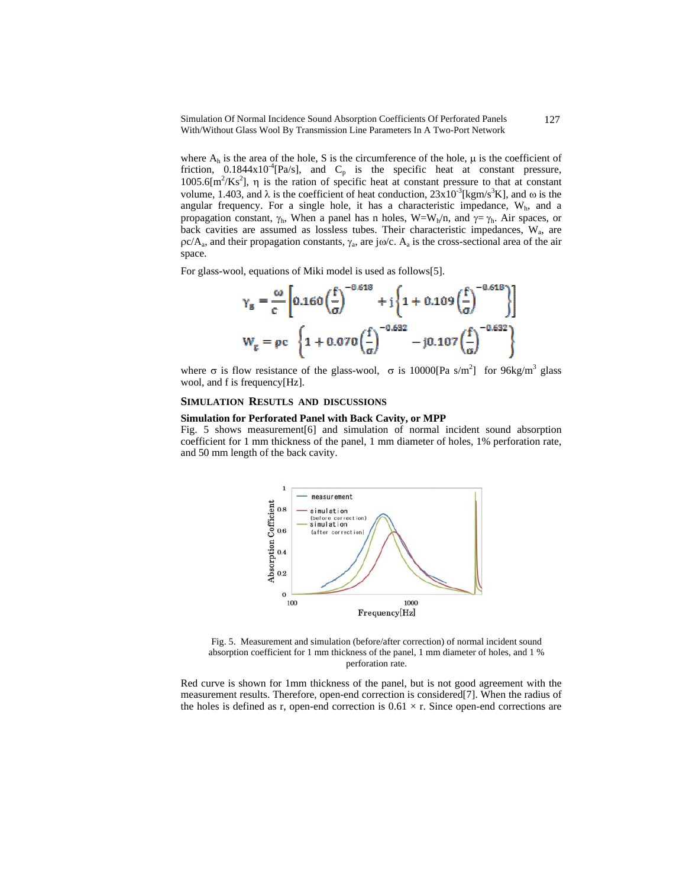where $A_h$ is the area of the hole, S is the circumference of the hole, μ is the coefficient of friction, $0.1844 \times 10^{-4}$[Pa/s], and $C_p$ is the specific heat at constant pressure, 1005.6[$m^2/Ks^2$], η is the ration of specific heat at constant pressure to that at constant volume, 1.403, and λ is the coefficient of heat conduction, $23 \times 10^{-3}$[$kgm/s^3K$], and ω is the angular frequency. For a single hole, it has a characteristic impedance, $W_h$, and a propagation constant, $\gamma_h$, When a panel has n holes, $W = W_h/n$, and $\gamma = \gamma_h$. Air spaces, or back cavities are assumed as lossless tubes. Their characteristic impedances, $W_a$, are $\rho c/A_a$, and their propagation constants, $\gamma_a$, are $j\omega/c$. $A_a$ is the cross-sectional area of the air space.

For glass-wool, equations of Miki model is used as follows[5].

$$\gamma_g = \frac{\omega}{c}\left[0.160\left(\frac{f}{\sigma}\right)^{-0.618} + j\left\{1 + 0.109\left(\frac{f}{\sigma}\right)^{-0.618}\right\}\right]$$

$$W_g = \rho c \left\{1 + 0.070\left(\frac{f}{\sigma}\right)^{-0.632} - j0.107\left(\frac{f}{\sigma}\right)^{-0.632}\right\}$$

where σ is flow resistance of the glass-wool, σ is 10000[Pa s/$m^2$] for 96kg/$m^3$ glass wool, and f is frequency[Hz].

## SIMULATION RESUTLS AND DISCUSSIONS

### Simulation for Perforated Panel with Back Cavity, or MPP

Fig. 5 shows measurement[6] and simulation of normal incident sound absorption coefficient for 1 mm thickness of the panel, 1 mm diameter of holes, 1% perforation rate, and 50 mm length of the back cavity.

Fig. 5. Measurement and simulation (before/after correction) of normal incident sound absorption coefficient for 1 mm thickness of the panel, 1 mm diameter of holes, and 1 % perforation rate.

Red curve is shown for 1mm thickness of the panel, but is not good agreement with the measurement results. Therefore, open-end correction is considered[7]. When the radius of the holes is defined as r, open-end correction is $0.61 \times r$. Since open-end corrections are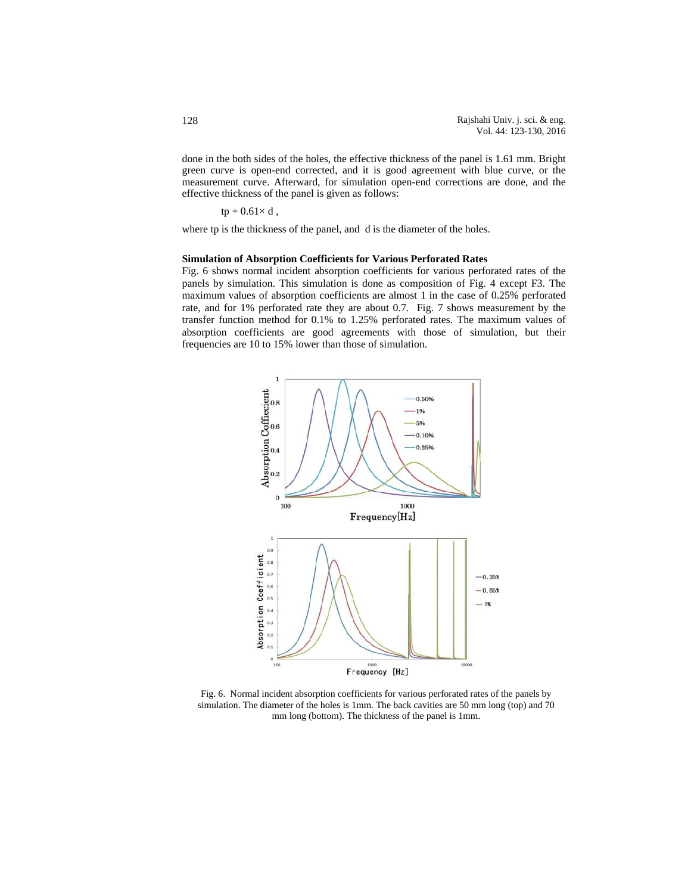done in the both sides of the holes, the effective thickness of the panel is 1.61 mm. Bright green curve is open-end corrected, and it is good agreement with blue curve, or the measurement curve. Afterward, for simulation open-end corrections are done, and the effective thickness of the panel is given as follows:

$$tp + 0.61\times d\ ,$$

where tp is the thickness of the panel, and d is the diameter of the holes.

**Simulation of Absorption Coefficients for Various Perforated Rates**

Fig. 6 shows normal incident absorption coefficients for various perforated rates of the panels by simulation. This simulation is done as composition of Fig. 4 except F3. The maximum values of absorption coefficients are almost 1 in the case of 0.25% perforated rate, and for 1% perforated rate they are about 0.7. Fig. 7 shows measurement by the transfer function method for 0.1% to 1.25% perforated rates. The maximum values of absorption coefficients are good agreements with those of simulation, but their frequencies are 10 to 15% lower than those of simulation.

Fig. 6. Normal incident absorption coefficients for various perforated rates of the panels by simulation. The diameter of the holes is 1mm. The back cavities are 50 mm long (top) and 70 mm long (bottom). The thickness of the panel is 1mm.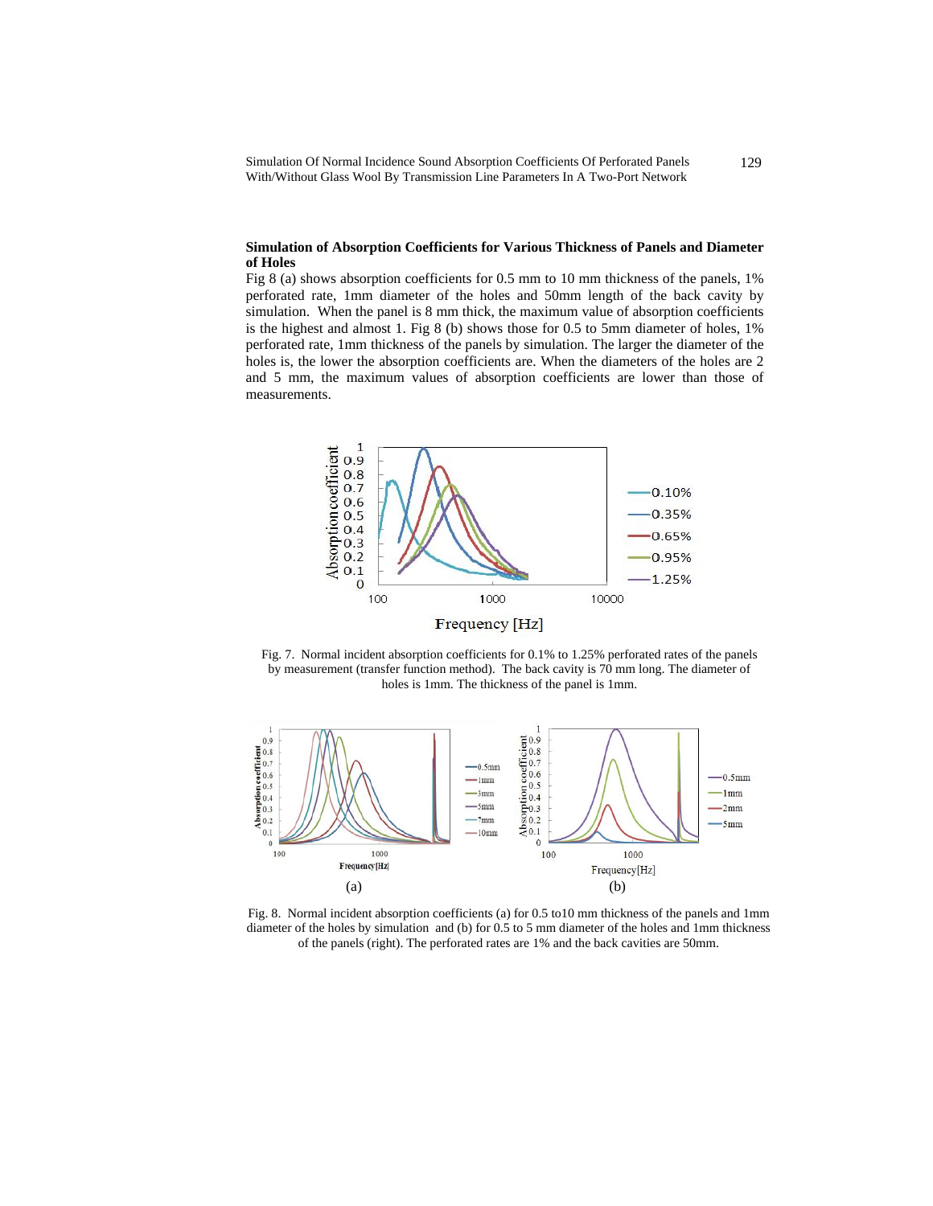### Simulation of Absorption Coefficients for Various Thickness of Panels and Diameter of Holes

Fig 8 (a) shows absorption coefficients for 0.5 mm to 10 mm thickness of the panels, 1% perforated rate, 1mm diameter of the holes and 50mm length of the back cavity by simulation. When the panel is 8 mm thick, the maximum value of absorption coefficients is the highest and almost 1. Fig 8 (b) shows those for 0.5 to 5mm diameter of holes, 1% perforated rate, 1mm thickness of the panels by simulation. The larger the diameter of the holes is, the lower the absorption coefficients are. When the diameters of the holes are 2 and 5 mm, the maximum values of absorption coefficients are lower than those of measurements.

Fig. 7. Normal incident absorption coefficients for 0.1% to 1.25% perforated rates of the panels by measurement (transfer function method). The back cavity is 70 mm long. The diameter of holes is 1mm. The thickness of the panel is 1mm.

Fig. 8. Normal incident absorption coefficients (a) for 0.5 to10 mm thickness of the panels and 1mm diameter of the holes by simulation and (b) for 0.5 to 5 mm diameter of the holes and 1mm thickness of the panels (right). The perforated rates are 1% and the back cavities are 50mm.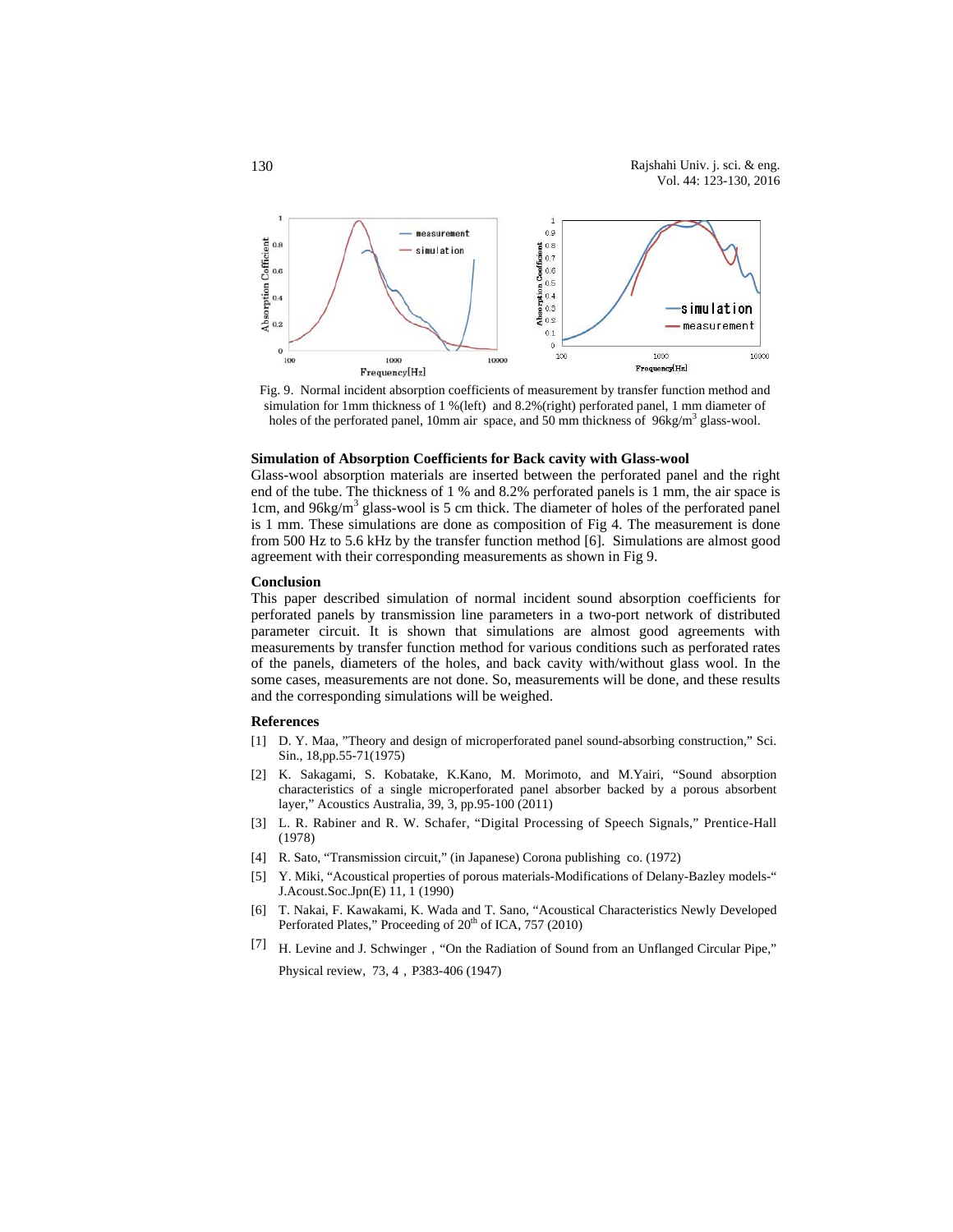1
0.8
0.6
0.4
0.2
0
100
1000
10000
Absorption Cofficient
Frequency[Hz]
measurement
simulation

1
0.9
0.8
0.7
0.6
0.5
0.4
0.3
0.2
0.1
0
100
1000
10000
Absorption Coefficient
Frequency[Hz]
simulation
measurement

Fig. 9. Normal incident absorption coefficients of measurement by transfer function method and simulation for 1mm thickness of 1 %(left) and 8.2%(right) perforated panel, 1 mm diameter of holes of the perforated panel, 10mm air space, and 50 mm thickness of 96kg/m$^3$ glass-wool.

### Simulation of Absorption Coefficients for Back cavity with Glass-wool

Glass-wool absorption materials are inserted between the perforated panel and the right end of the tube. The thickness of 1 % and 8.2% perforated panels is 1 mm, the air space is 1cm, and 96kg/m$^3$ glass-wool is 5 cm thick. The diameter of holes of the perforated panel is 1 mm. These simulations are done as composition of Fig 4. The measurement is done from 500 Hz to 5.6 kHz by the transfer function method [6]. Simulations are almost good agreement with their corresponding measurements as shown in Fig 9.

### Conclusion

This paper described simulation of normal incident sound absorption coefficients for perforated panels by transmission line parameters in a two-port network of distributed parameter circuit. It is shown that simulations are almost good agreements with measurements by transfer function method for various conditions such as perforated rates of the panels, diameters of the holes, and back cavity with/without glass wool. In the some cases, measurements are not done. So, measurements will be done, and these results and the corresponding simulations will be weighed.

### References

[1] D. Y. Maa, "Theory and design of microperforated panel sound-absorbing construction," Sci. Sin., 18,pp.55-71(1975)

[2] K. Sakagami, S. Kobatake, K.Kano, M. Morimoto, and M.Yairi, "Sound absorption characteristics of a single microperforated panel absorber backed by a porous absorbent layer," Acoustics Australia, 39, 3, pp.95-100 (2011)

[3] L. R. Rabiner and R. W. Schafer, "Digital Processing of Speech Signals," Prentice-Hall (1978)

[4] R. Sato, "Transmission circuit," (in Japanese) Corona publishing co. (1972)

[5] Y. Miki, "Acoustical properties of porous materials-Modifications of Delany-Bazley models-" J.Acoust.Soc.Jpn(E) 11, 1 (1990)

[6] T. Nakai, F. Kawakami, K. Wada and T. Sano, "Acoustical Characteristics Newly Developed Perforated Plates," Proceeding of 20th of ICA, 757 (2010)

[7] H. Levine and J. Schwinger, "On the Radiation of Sound from an Unflanged Circular Pipe," Physical review, 73, 4, P383-406 (1947)